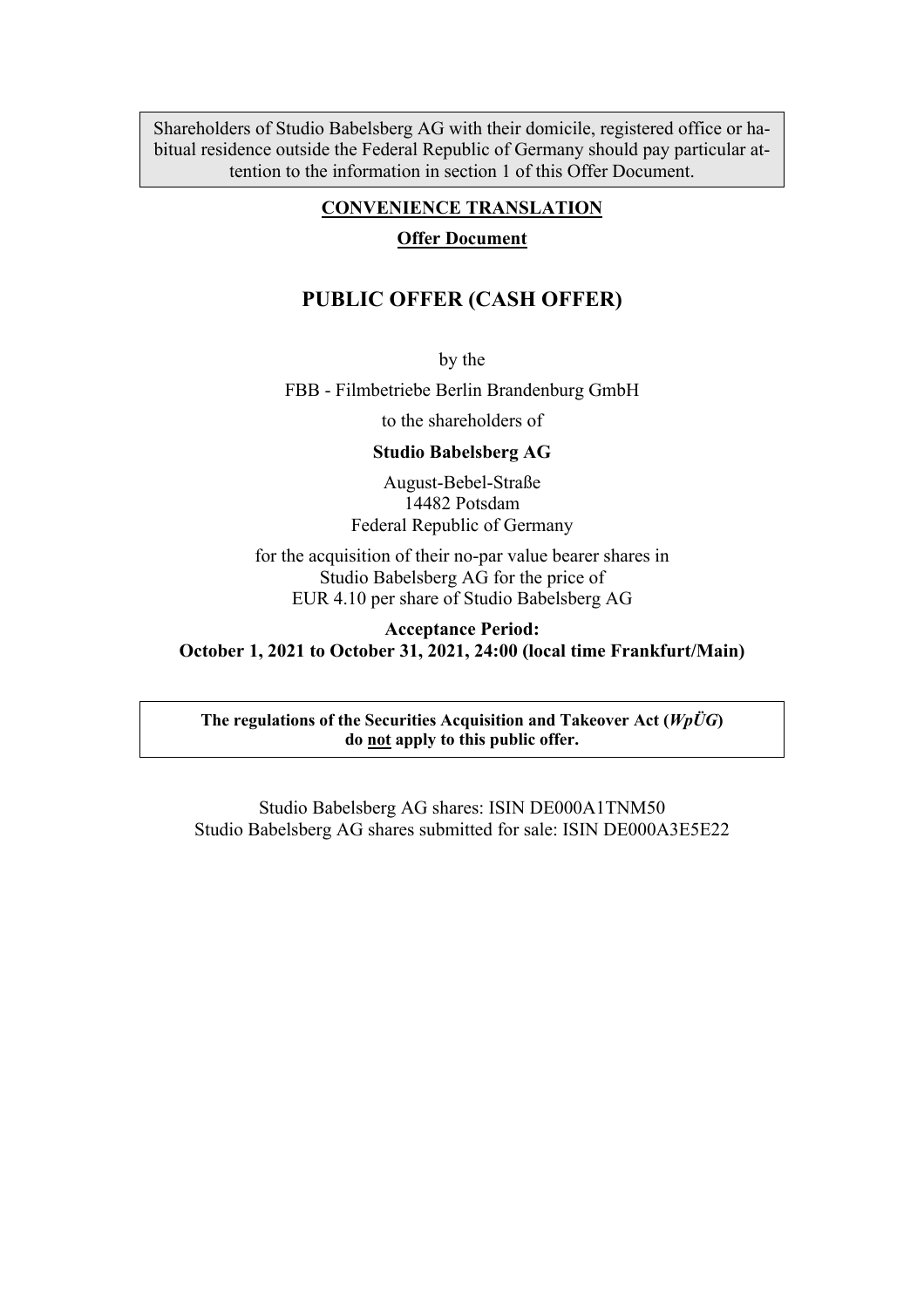Shareholders of Studio Babelsberg AG with their domicile, registered office or habitual residence outside the Federal Republic of Germany should pay particular attention to the information in section 1 of this Offer Document.

**CONVENIENCE TRANSLATION**

**Offer Document**

# PUBLIC OFFER (CASH OFFER)

by the

FBB - Filmbetriebe Berlin Brandenburg GmbH

to the shareholders of

**Studio Babelsberg AG**

August-Bebel-Straße
14482 Potsdam
Federal Republic of Germany

for the acquisition of their no-par value bearer shares in
Studio Babelsberg AG for the price of
EUR 4.10 per share of Studio Babelsberg AG

**Acceptance Period:**
**October 1, 2021 to October 31, 2021, 24:00 (local time Frankfurt/Main)**

**The regulations of the Securities Acquisition and Takeover Act (*WpÜG*) do not apply to this public offer.**

Studio Babelsberg AG shares: ISIN DE000A1TNM50
Studio Babelsberg AG shares submitted for sale: ISIN DE000A3E5E22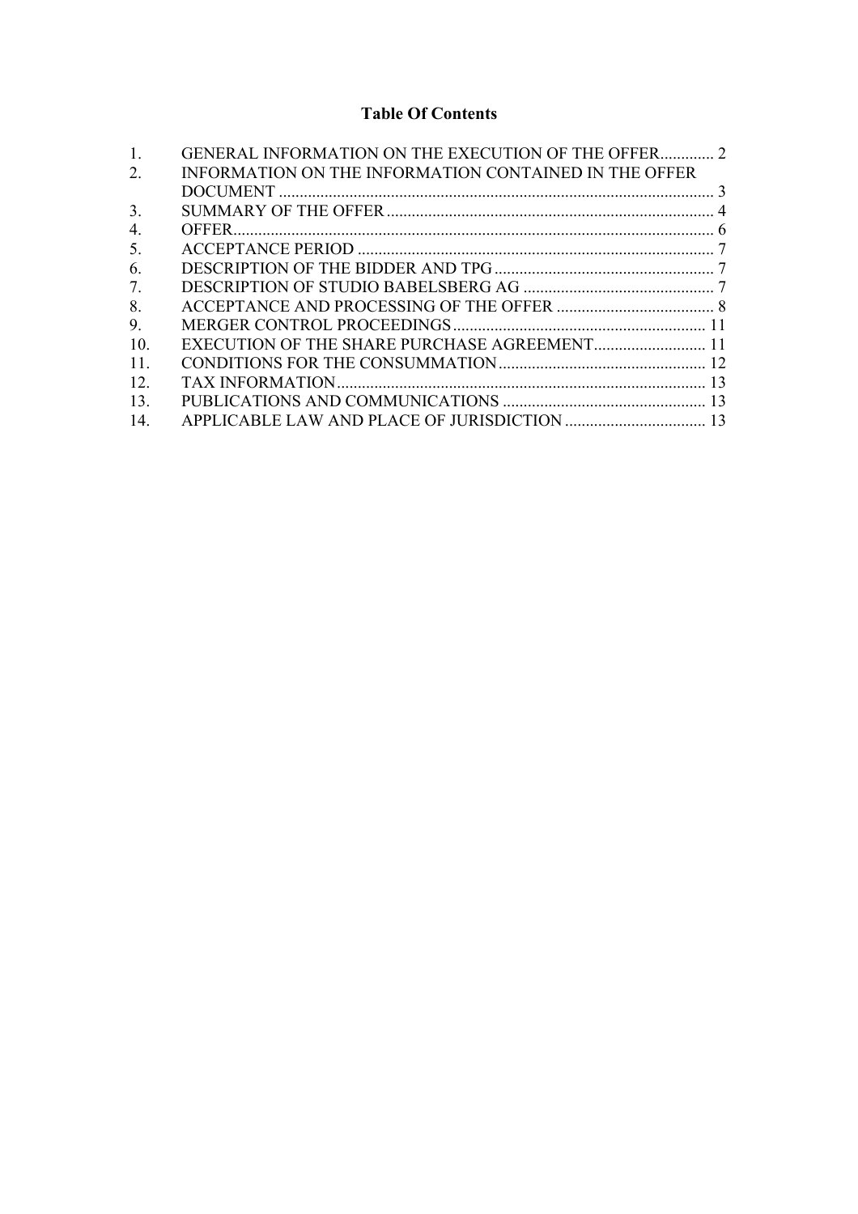## Table Of Contents

| | | |
|---|---|---|
| 1. | GENERAL INFORMATION ON THE EXECUTION OF THE OFFER | 2 |
| 2. | INFORMATION ON THE INFORMATION CONTAINED IN THE OFFER DOCUMENT | 3 |
| 3. | SUMMARY OF THE OFFER | 4 |
| 4. | OFFER | 6 |
| 5. | ACCEPTANCE PERIOD | 7 |
| 6. | DESCRIPTION OF THE BIDDER AND TPG | 7 |
| 7. | DESCRIPTION OF STUDIO BABELSBERG AG | 7 |
| 8. | ACCEPTANCE AND PROCESSING OF THE OFFER | 8 |
| 9. | MERGER CONTROL PROCEEDINGS | 11 |
| 10. | EXECUTION OF THE SHARE PURCHASE AGREEMENT | 11 |
| 11. | CONDITIONS FOR THE CONSUMMATION | 12 |
| 12. | TAX INFORMATION | 13 |
| 13. | PUBLICATIONS AND COMMUNICATIONS | 13 |
| 14. | APPLICABLE LAW AND PLACE OF JURISDICTION | 13 |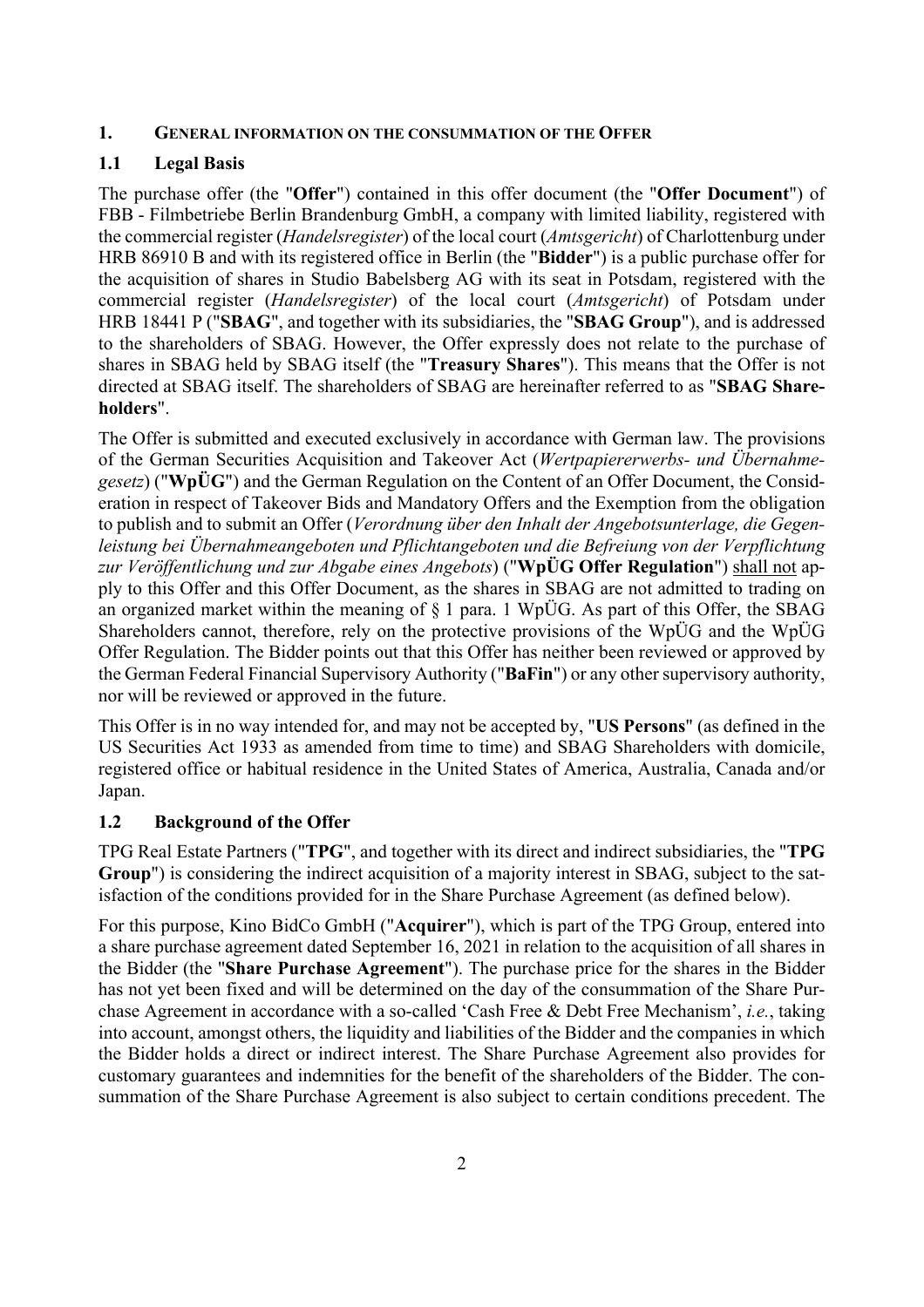## 1. GENERAL INFORMATION ON THE CONSUMMATION OF THE OFFER

### 1.1 Legal Basis

The purchase offer (the "**Offer**") contained in this offer document (the "**Offer Document**") of FBB - Filmbetriebe Berlin Brandenburg GmbH, a company with limited liability, registered with the commercial register (*Handelsregister*) of the local court (*Amtsgericht*) of Charlottenburg under HRB 86910 B and with its registered office in Berlin (the "**Bidder**") is a public purchase offer for the acquisition of shares in Studio Babelsberg AG with its seat in Potsdam, registered with the commercial register (*Handelsregister*) of the local court (*Amtsgericht*) of Potsdam under HRB 18441 P ("**SBAG**", and together with its subsidiaries, the "**SBAG Group**"), and is addressed to the shareholders of SBAG. However, the Offer expressly does not relate to the purchase of shares in SBAG held by SBAG itself (the "**Treasury Shares**"). This means that the Offer is not directed at SBAG itself. The shareholders of SBAG are hereinafter referred to as "**SBAG Shareholders**".

The Offer is submitted and executed exclusively in accordance with German law. The provisions of the German Securities Acquisition and Takeover Act (*Wertpapiererwerbs- und Übernahmegesetz*) ("**WpÜG**") and the German Regulation on the Content of an Offer Document, the Consideration in respect of Takeover Bids and Mandatory Offers and the Exemption from the obligation to publish and to submit an Offer (*Verordnung über den Inhalt der Angebotsunterlage, die Gegenleistung bei Übernahmeangeboten und Pflichtangeboten und die Befreiung von der Verpflichtung zur Veröffentlichung und zur Abgabe eines Angebots*) ("**WpÜG Offer Regulation**") <u>shall not</u> apply to this Offer and this Offer Document, as the shares in SBAG are not admitted to trading on an organized market within the meaning of § 1 para. 1 WpÜG. As part of this Offer, the SBAG Shareholders cannot, therefore, rely on the protective provisions of the WpÜG and the WpÜG Offer Regulation. The Bidder points out that this Offer has neither been reviewed or approved by the German Federal Financial Supervisory Authority ("**BaFin**") or any other supervisory authority, nor will be reviewed or approved in the future.

This Offer is in no way intended for, and may not be accepted by, "**US Persons**" (as defined in the US Securities Act 1933 as amended from time to time) and SBAG Shareholders with domicile, registered office or habitual residence in the United States of America, Australia, Canada and/or Japan.

### 1.2 Background of the Offer

TPG Real Estate Partners ("**TPG**", and together with its direct and indirect subsidiaries, the "**TPG Group**") is considering the indirect acquisition of a majority interest in SBAG, subject to the satisfaction of the conditions provided for in the Share Purchase Agreement (as defined below).

For this purpose, Kino BidCo GmbH ("**Acquirer**"), which is part of the TPG Group, entered into a share purchase agreement dated September 16, 2021 in relation to the acquisition of all shares in the Bidder (the "**Share Purchase Agreement**"). The purchase price for the shares in the Bidder has not yet been fixed and will be determined on the day of the consummation of the Share Purchase Agreement in accordance with a so-called 'Cash Free & Debt Free Mechanism', *i.e.*, taking into account, amongst others, the liquidity and liabilities of the Bidder and the companies in which the Bidder holds a direct or indirect interest. The Share Purchase Agreement also provides for customary guarantees and indemnities for the benefit of the shareholders of the Bidder. The consummation of the Share Purchase Agreement is also subject to certain conditions precedent. The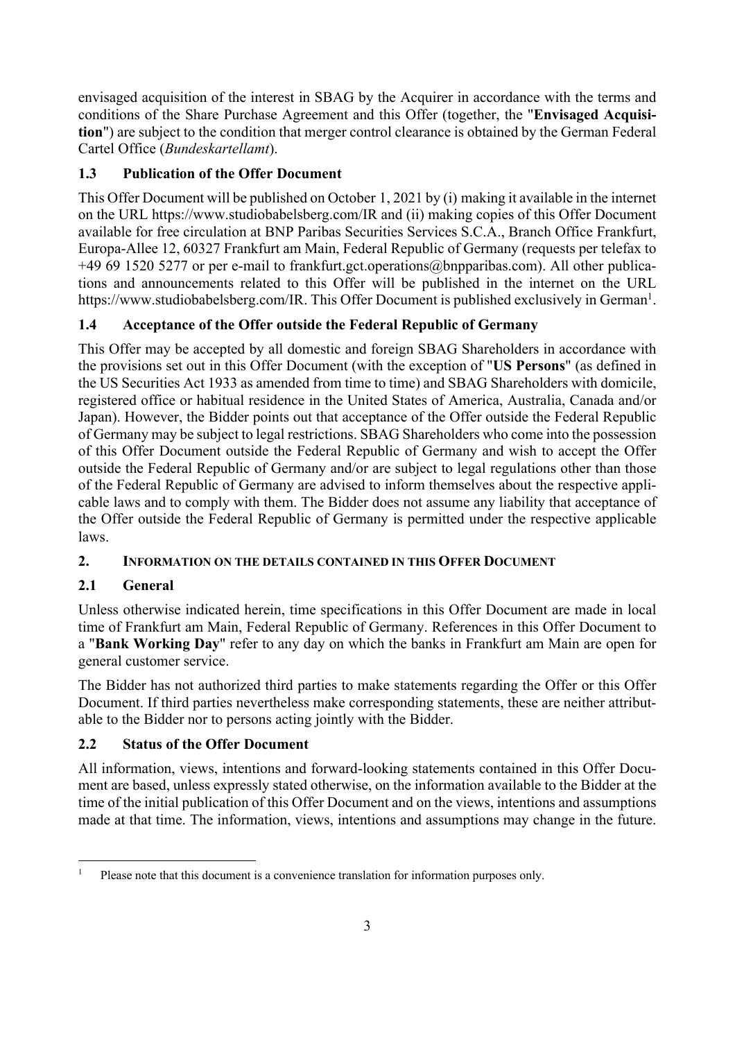envisaged acquisition of the interest in SBAG by the Acquirer in accordance with the terms and conditions of the Share Purchase Agreement and this Offer (together, the "**Envisaged Acquisition**") are subject to the condition that merger control clearance is obtained by the German Federal Cartel Office (*Bundeskartellamt*).

### 1.3 Publication of the Offer Document

This Offer Document will be published on October 1, 2021 by (i) making it available in the internet on the URL https://www.studiobabelsberg.com/IR and (ii) making copies of this Offer Document available for free circulation at BNP Paribas Securities Services S.C.A., Branch Office Frankfurt, Europa-Allee 12, 60327 Frankfurt am Main, Federal Republic of Germany (requests per telefax to +49 69 1520 5277 or per e-mail to frankfurt.gct.operations@bnpparibas.com). All other publications and announcements related to this Offer will be published in the internet on the URL https://www.studiobabelsberg.com/IR. This Offer Document is published exclusively in German[1].

### 1.4 Acceptance of the Offer outside the Federal Republic of Germany

This Offer may be accepted by all domestic and foreign SBAG Shareholders in accordance with the provisions set out in this Offer Document (with the exception of "**US Persons**" (as defined in the US Securities Act 1933 as amended from time to time) and SBAG Shareholders with domicile, registered office or habitual residence in the United States of America, Australia, Canada and/or Japan). However, the Bidder points out that acceptance of the Offer outside the Federal Republic of Germany may be subject to legal restrictions. SBAG Shareholders who come into the possession of this Offer Document outside the Federal Republic of Germany and wish to accept the Offer outside the Federal Republic of Germany and/or are subject to legal regulations other than those of the Federal Republic of Germany are advised to inform themselves about the respective applicable laws and to comply with them. The Bidder does not assume any liability that acceptance of the Offer outside the Federal Republic of Germany is permitted under the respective applicable laws.

## 2. INFORMATION ON THE DETAILS CONTAINED IN THIS OFFER DOCUMENT

### 2.1 General

Unless otherwise indicated herein, time specifications in this Offer Document are made in local time of Frankfurt am Main, Federal Republic of Germany. References in this Offer Document to a "**Bank Working Day**" refer to any day on which the banks in Frankfurt am Main are open for general customer service.

The Bidder has not authorized third parties to make statements regarding the Offer or this Offer Document. If third parties nevertheless make corresponding statements, these are neither attributable to the Bidder nor to persons acting jointly with the Bidder.

### 2.2 Status of the Offer Document

All information, views, intentions and forward-looking statements contained in this Offer Document are based, unless expressly stated otherwise, on the information available to the Bidder at the time of the initial publication of this Offer Document and on the views, intentions and assumptions made at that time. The information, views, intentions and assumptions may change in the future.

---

[1] Please note that this document is a convenience translation for information purposes only.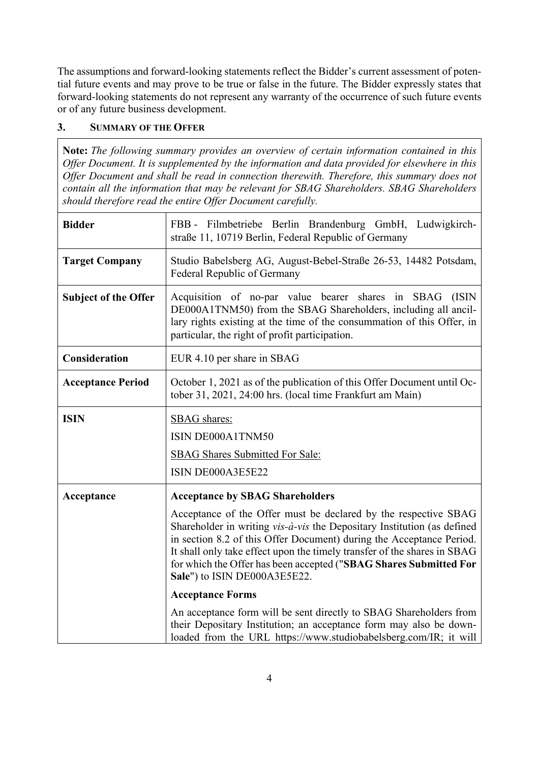The assumptions and forward-looking statements reflect the Bidder's current assessment of potential future events and may prove to be true or false in the future. The Bidder expressly states that forward-looking statements do not represent any warranty of the occurrence of such future events or of any future business development.

## 3. SUMMARY OF THE OFFER

**Note:** *The following summary provides an overview of certain information contained in this Offer Document. It is supplemented by the information and data provided for elsewhere in this Offer Document and shall be read in connection therewith. Therefore, this summary does not contain all the information that may be relevant for SBAG Shareholders. SBAG Shareholders should therefore read the entire Offer Document carefully.*

| | |
|---|---|
| **Bidder** | FBB - Filmbetriebe Berlin Brandenburg GmbH, Ludwigkirchstraße 11, 10719 Berlin, Federal Republic of Germany |
| **Target Company** | Studio Babelsberg AG, August-Bebel-Straße 26-53, 14482 Potsdam, Federal Republic of Germany |
| **Subject of the Offer** | Acquisition of no-par value bearer shares in SBAG (ISIN DE000A1TNM50) from the SBAG Shareholders, including all ancillary rights existing at the time of the consummation of this Offer, in particular, the right of profit participation. |
| **Consideration** | EUR 4.10 per share in SBAG |
| **Acceptance Period** | October 1, 2021 as of the publication of this Offer Document until October 31, 2021, 24:00 hrs. (local time Frankfurt am Main) |
| **ISIN** | SBAG shares:<br>ISIN DE000A1TNM50<br>SBAG Shares Submitted For Sale:<br>ISIN DE000A3E5E22 |
| **Acceptance** | **Acceptance by SBAG Shareholders**<br>Acceptance of the Offer must be declared by the respective SBAG Shareholder in writing *vis-à-vis* the Depositary Institution (as defined in section 8.2 of this Offer Document) during the Acceptance Period. It shall only take effect upon the timely transfer of the shares in SBAG for which the Offer has been accepted ("**SBAG Shares Submitted For Sale**") to ISIN DE000A3E5E22.<br>**Acceptance Forms**<br>An acceptance form will be sent directly to SBAG Shareholders from their Depositary Institution; an acceptance form may also be downloaded from the URL https://www.studiobabelsberg.com/IR; it will |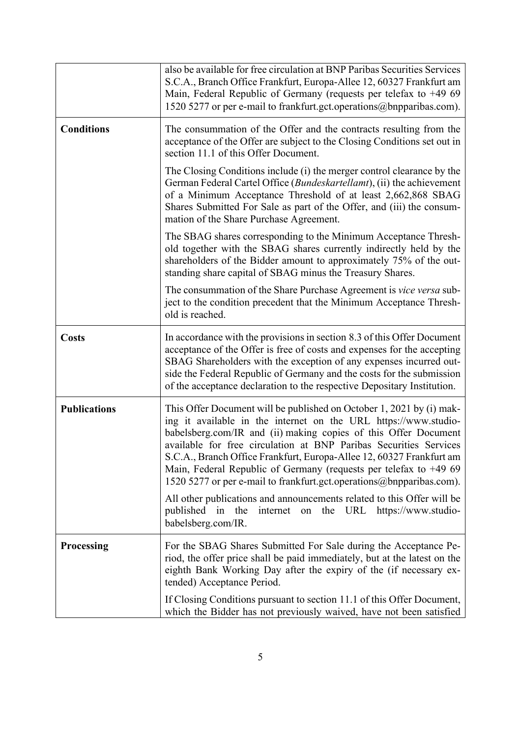| | |
|---|---|
| | also be available for free circulation at BNP Paribas Securities Services S.C.A., Branch Office Frankfurt, Europa-Allee 12, 60327 Frankfurt am Main, Federal Republic of Germany (requests per telefax to +49 69 1520 5277 or per e-mail to frankfurt.gct.operations@bnpparibas.com). |
| **Conditions** | The consummation of the Offer and the contracts resulting from the acceptance of the Offer are subject to the Closing Conditions set out in section 11.1 of this Offer Document.<br><br>The Closing Conditions include (i) the merger control clearance by the German Federal Cartel Office (*Bundeskartellamt*), (ii) the achievement of a Minimum Acceptance Threshold of at least 2,662,868 SBAG Shares Submitted For Sale as part of the Offer, and (iii) the consummation of the Share Purchase Agreement.<br><br>The SBAG shares corresponding to the Minimum Acceptance Threshold together with the SBAG shares currently indirectly held by the shareholders of the Bidder amount to approximately 75% of the outstanding share capital of SBAG minus the Treasury Shares.<br><br>The consummation of the Share Purchase Agreement is *vice versa* subject to the condition precedent that the Minimum Acceptance Threshold is reached. |
| **Costs** | In accordance with the provisions in section 8.3 of this Offer Document acceptance of the Offer is free of costs and expenses for the accepting SBAG Shareholders with the exception of any expenses incurred outside the Federal Republic of Germany and the costs for the submission of the acceptance declaration to the respective Depositary Institution. |
| **Publications** | This Offer Document will be published on October 1, 2021 by (i) making it available in the internet on the URL https://www.studiobabelsberg.com/IR and (ii) making copies of this Offer Document available for free circulation at BNP Paribas Securities Services S.C.A., Branch Office Frankfurt, Europa-Allee 12, 60327 Frankfurt am Main, Federal Republic of Germany (requests per telefax to +49 69 1520 5277 or per e-mail to frankfurt.gct.operations@bnpparibas.com).<br><br>All other publications and announcements related to this Offer will be published in the internet on the URL https://www.studiobabelsberg.com/IR. |
| **Processing** | For the SBAG Shares Submitted For Sale during the Acceptance Period, the offer price shall be paid immediately, but at the latest on the eighth Bank Working Day after the expiry of the (if necessary extended) Acceptance Period.<br><br>If Closing Conditions pursuant to section 11.1 of this Offer Document, which the Bidder has not previously waived, have not been satisfied |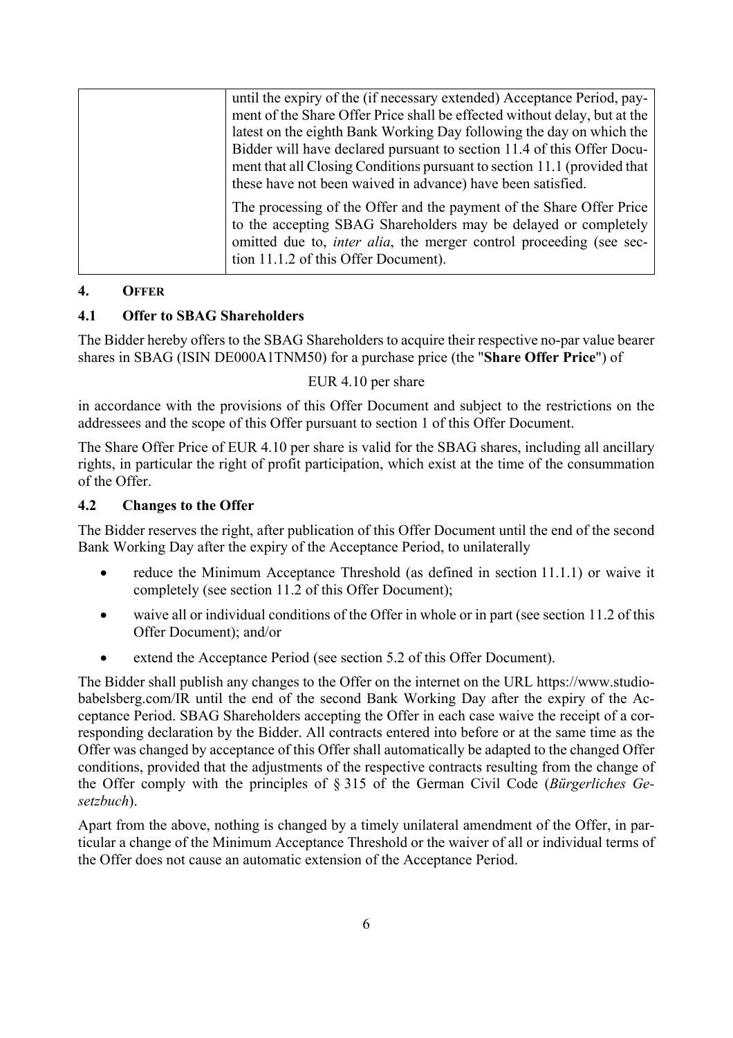| | until the expiry of the (if necessary extended) Acceptance Period, payment of the Share Offer Price shall be effected without delay, but at the latest on the eighth Bank Working Day following the day on which the Bidder will have declared pursuant to section 11.4 of this Offer Document that all Closing Conditions pursuant to section 11.1 (provided that these have not been waived in advance) have been satisfied.<br><br>The processing of the Offer and the payment of the Share Offer Price to the accepting SBAG Shareholders may be delayed or completely omitted due to, *inter alia*, the merger control proceeding (see section 11.1.2 of this Offer Document). |
|---|---|

## 4. OFFER

### 4.1 Offer to SBAG Shareholders

The Bidder hereby offers to the SBAG Shareholders to acquire their respective no-par value bearer shares in SBAG (ISIN DE000A1TNM50) for a purchase price (the "**Share Offer Price**") of

EUR 4.10 per share

in accordance with the provisions of this Offer Document and subject to the restrictions on the addressees and the scope of this Offer pursuant to section 1 of this Offer Document.

The Share Offer Price of EUR 4.10 per share is valid for the SBAG shares, including all ancillary rights, in particular the right of profit participation, which exist at the time of the consummation of the Offer.

### 4.2 Changes to the Offer

The Bidder reserves the right, after publication of this Offer Document until the end of the second Bank Working Day after the expiry of the Acceptance Period, to unilaterally

- reduce the Minimum Acceptance Threshold (as defined in section 11.1.1) or waive it completely (see section 11.2 of this Offer Document);
- waive all or individual conditions of the Offer in whole or in part (see section 11.2 of this Offer Document); and/or
- extend the Acceptance Period (see section 5.2 of this Offer Document).

The Bidder shall publish any changes to the Offer on the internet on the URL https://www.studiobabelsberg.com/IR until the end of the second Bank Working Day after the expiry of the Acceptance Period. SBAG Shareholders accepting the Offer in each case waive the receipt of a corresponding declaration by the Bidder. All contracts entered into before or at the same time as the Offer was changed by acceptance of this Offer shall automatically be adapted to the changed Offer conditions, provided that the adjustments of the respective contracts resulting from the change of the Offer comply with the principles of § 315 of the German Civil Code (*Bürgerliches Gesetzbuch*).

Apart from the above, nothing is changed by a timely unilateral amendment of the Offer, in particular a change of the Minimum Acceptance Threshold or the waiver of all or individual terms of the Offer does not cause an automatic extension of the Acceptance Period.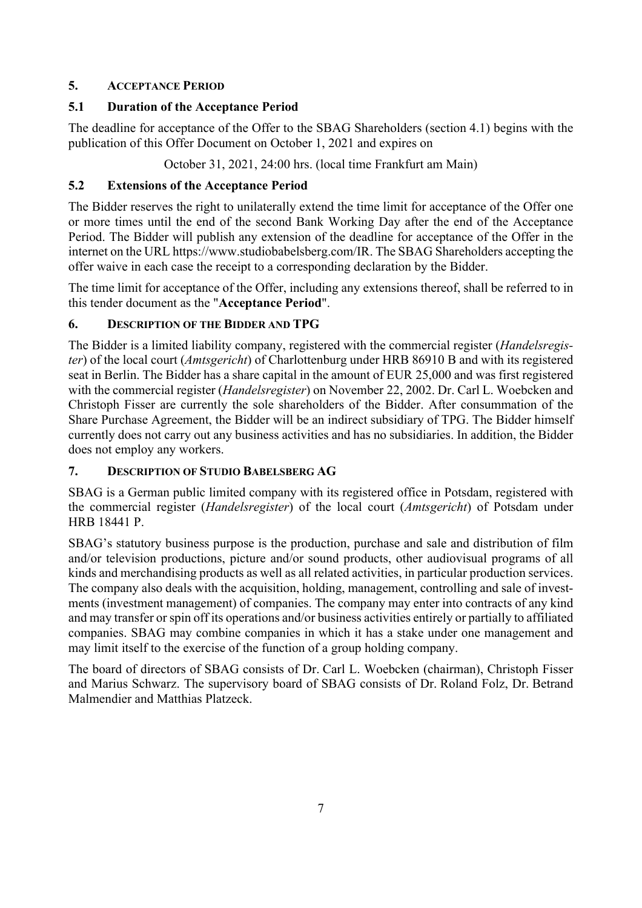## 5. ACCEPTANCE PERIOD

### 5.1 Duration of the Acceptance Period

The deadline for acceptance of the Offer to the SBAG Shareholders (section 4.1) begins with the publication of this Offer Document on October 1, 2021 and expires on

October 31, 2021, 24:00 hrs. (local time Frankfurt am Main)

### 5.2 Extensions of the Acceptance Period

The Bidder reserves the right to unilaterally extend the time limit for acceptance of the Offer one or more times until the end of the second Bank Working Day after the end of the Acceptance Period. The Bidder will publish any extension of the deadline for acceptance of the Offer in the internet on the URL https://www.studiobabelsberg.com/IR. The SBAG Shareholders accepting the offer waive in each case the receipt to a corresponding declaration by the Bidder.

The time limit for acceptance of the Offer, including any extensions thereof, shall be referred to in this tender document as the "**Acceptance Period**".

## 6. DESCRIPTION OF THE BIDDER AND TPG

The Bidder is a limited liability company, registered with the commercial register (*Handelsregister*) of the local court (*Amtsgericht*) of Charlottenburg under HRB 86910 B and with its registered seat in Berlin. The Bidder has a share capital in the amount of EUR 25,000 and was first registered with the commercial register (*Handelsregister*) on November 22, 2002. Dr. Carl L. Woebcken and Christoph Fisser are currently the sole shareholders of the Bidder. After consummation of the Share Purchase Agreement, the Bidder will be an indirect subsidiary of TPG. The Bidder himself currently does not carry out any business activities and has no subsidiaries. In addition, the Bidder does not employ any workers.

## 7. DESCRIPTION OF STUDIO BABELSBERG AG

SBAG is a German public limited company with its registered office in Potsdam, registered with the commercial register (*Handelsregister*) of the local court (*Amtsgericht*) of Potsdam under HRB 18441 P.

SBAG's statutory business purpose is the production, purchase and sale and distribution of film and/or television productions, picture and/or sound products, other audiovisual programs of all kinds and merchandising products as well as all related activities, in particular production services. The company also deals with the acquisition, holding, management, controlling and sale of investments (investment management) of companies. The company may enter into contracts of any kind and may transfer or spin off its operations and/or business activities entirely or partially to affiliated companies. SBAG may combine companies in which it has a stake under one management and may limit itself to the exercise of the function of a group holding company.

The board of directors of SBAG consists of Dr. Carl L. Woebcken (chairman), Christoph Fisser and Marius Schwarz. The supervisory board of SBAG consists of Dr. Roland Folz, Dr. Betrand Malmendier and Matthias Platzeck.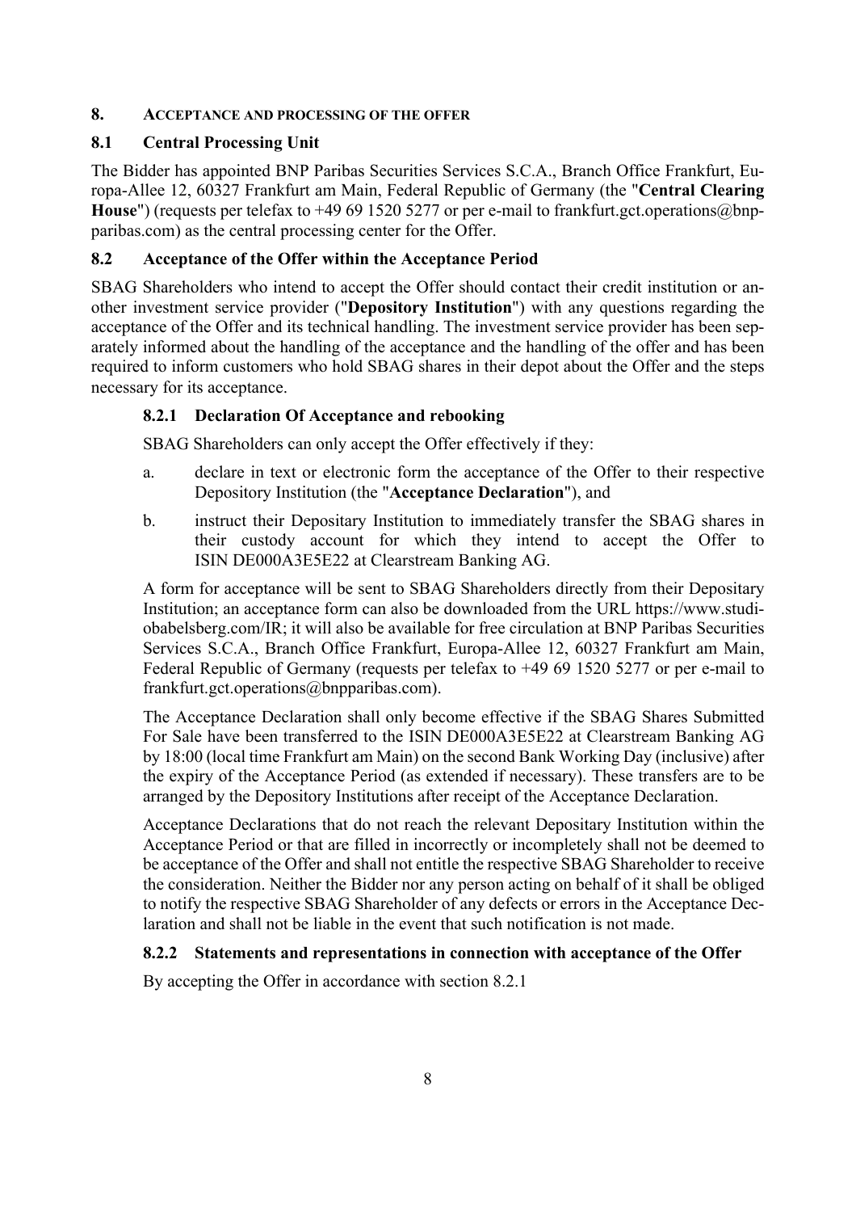## 8. ACCEPTANCE AND PROCESSING OF THE OFFER

### 8.1 Central Processing Unit

The Bidder has appointed BNP Paribas Securities Services S.C.A., Branch Office Frankfurt, Europa-Allee 12, 60327 Frankfurt am Main, Federal Republic of Germany (the "**Central Clearing House**") (requests per telefax to +49 69 1520 5277 or per e-mail to frankfurt.gct.operations@bnpparibas.com) as the central processing center for the Offer.

### 8.2 Acceptance of the Offer within the Acceptance Period

SBAG Shareholders who intend to accept the Offer should contact their credit institution or another investment service provider ("**Depository Institution**") with any questions regarding the acceptance of the Offer and its technical handling. The investment service provider has been separately informed about the handling of the acceptance and the handling of the offer and has been required to inform customers who hold SBAG shares in their depot about the Offer and the steps necessary for its acceptance.

#### 8.2.1 Declaration Of Acceptance and rebooking

SBAG Shareholders can only accept the Offer effectively if they:

a. declare in text or electronic form the acceptance of the Offer to their respective Depository Institution (the "**Acceptance Declaration**"), and

b. instruct their Depositary Institution to immediately transfer the SBAG shares in their custody account for which they intend to accept the Offer to ISIN DE000A3E5E22 at Clearstream Banking AG.

A form for acceptance will be sent to SBAG Shareholders directly from their Depositary Institution; an acceptance form can also be downloaded from the URL https://www.studiobabelsberg.com/IR; it will also be available for free circulation at BNP Paribas Securities Services S.C.A., Branch Office Frankfurt, Europa-Allee 12, 60327 Frankfurt am Main, Federal Republic of Germany (requests per telefax to +49 69 1520 5277 or per e-mail to frankfurt.gct.operations@bnpparibas.com).

The Acceptance Declaration shall only become effective if the SBAG Shares Submitted For Sale have been transferred to the ISIN DE000A3E5E22 at Clearstream Banking AG by 18:00 (local time Frankfurt am Main) on the second Bank Working Day (inclusive) after the expiry of the Acceptance Period (as extended if necessary). These transfers are to be arranged by the Depository Institutions after receipt of the Acceptance Declaration.

Acceptance Declarations that do not reach the relevant Depositary Institution within the Acceptance Period or that are filled in incorrectly or incompletely shall not be deemed to be acceptance of the Offer and shall not entitle the respective SBAG Shareholder to receive the consideration. Neither the Bidder nor any person acting on behalf of it shall be obliged to notify the respective SBAG Shareholder of any defects or errors in the Acceptance Declaration and shall not be liable in the event that such notification is not made.

#### 8.2.2 Statements and representations in connection with acceptance of the Offer

By accepting the Offer in accordance with section 8.2.1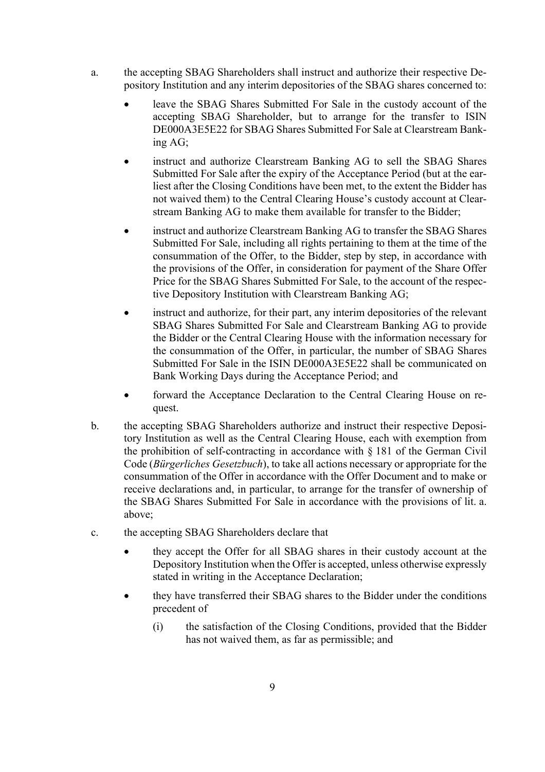a. the accepting SBAG Shareholders shall instruct and authorize their respective Depository Institution and any interim depositories of the SBAG shares concerned to:

   - leave the SBAG Shares Submitted For Sale in the custody account of the accepting SBAG Shareholder, but to arrange for the transfer to ISIN DE000A3E5E22 for SBAG Shares Submitted For Sale at Clearstream Banking AG;
   - instruct and authorize Clearstream Banking AG to sell the SBAG Shares Submitted For Sale after the expiry of the Acceptance Period (but at the earliest after the Closing Conditions have been met, to the extent the Bidder has not waived them) to the Central Clearing House's custody account at Clearstream Banking AG to make them available for transfer to the Bidder;
   - instruct and authorize Clearstream Banking AG to transfer the SBAG Shares Submitted For Sale, including all rights pertaining to them at the time of the consummation of the Offer, to the Bidder, step by step, in accordance with the provisions of the Offer, in consideration for payment of the Share Offer Price for the SBAG Shares Submitted For Sale, to the account of the respective Depository Institution with Clearstream Banking AG;
   - instruct and authorize, for their part, any interim depositories of the relevant SBAG Shares Submitted For Sale and Clearstream Banking AG to provide the Bidder or the Central Clearing House with the information necessary for the consummation of the Offer, in particular, the number of SBAG Shares Submitted For Sale in the ISIN DE000A3E5E22 shall be communicated on Bank Working Days during the Acceptance Period; and
   - forward the Acceptance Declaration to the Central Clearing House on request.

b. the accepting SBAG Shareholders authorize and instruct their respective Depository Institution as well as the Central Clearing House, each with exemption from the prohibition of self-contracting in accordance with § 181 of the German Civil Code (*Bürgerliches Gesetzbuch*), to take all actions necessary or appropriate for the consummation of the Offer in accordance with the Offer Document and to make or receive declarations and, in particular, to arrange for the transfer of ownership of the SBAG Shares Submitted For Sale in accordance with the provisions of lit. a. above;

c. the accepting SBAG Shareholders declare that

   - they accept the Offer for all SBAG shares in their custody account at the Depository Institution when the Offer is accepted, unless otherwise expressly stated in writing in the Acceptance Declaration;
   - they have transferred their SBAG shares to the Bidder under the conditions precedent of

     (i) the satisfaction of the Closing Conditions, provided that the Bidder has not waived them, as far as permissible; and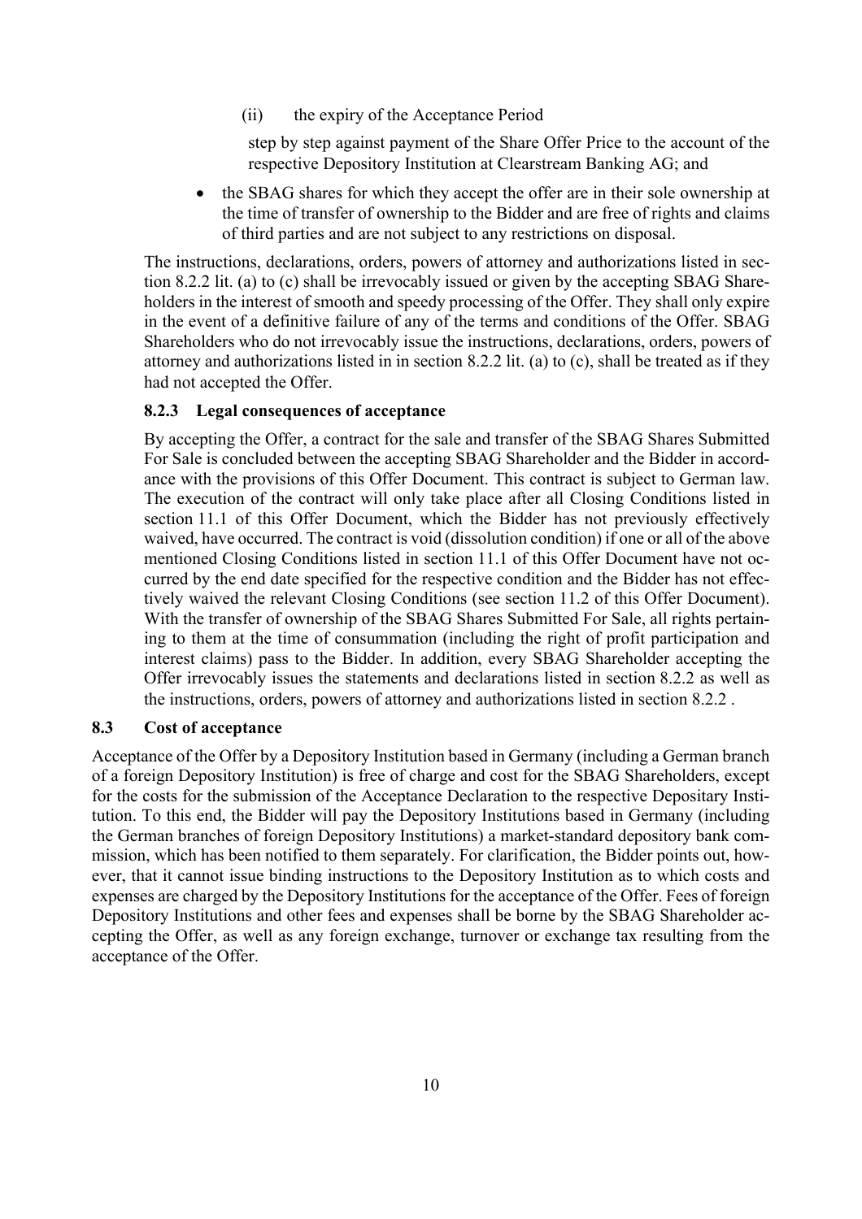(ii) the expiry of the Acceptance Period

step by step against payment of the Share Offer Price to the account of the respective Depository Institution at Clearstream Banking AG; and

- the SBAG shares for which they accept the offer are in their sole ownership at the time of transfer of ownership to the Bidder and are free of rights and claims of third parties and are not subject to any restrictions on disposal.

The instructions, declarations, orders, powers of attorney and authorizations listed in section 8.2.2 lit. (a) to (c) shall be irrevocably issued or given by the accepting SBAG Shareholders in the interest of smooth and speedy processing of the Offer. They shall only expire in the event of a definitive failure of any of the terms and conditions of the Offer. SBAG Shareholders who do not irrevocably issue the instructions, declarations, orders, powers of attorney and authorizations listed in in section 8.2.2 lit. (a) to (c), shall be treated as if they had not accepted the Offer.

### 8.2.3 Legal consequences of acceptance

By accepting the Offer, a contract for the sale and transfer of the SBAG Shares Submitted For Sale is concluded between the accepting SBAG Shareholder and the Bidder in accordance with the provisions of this Offer Document. This contract is subject to German law. The execution of the contract will only take place after all Closing Conditions listed in section 11.1 of this Offer Document, which the Bidder has not previously effectively waived, have occurred. The contract is void (dissolution condition) if one or all of the above mentioned Closing Conditions listed in section 11.1 of this Offer Document have not occurred by the end date specified for the respective condition and the Bidder has not effectively waived the relevant Closing Conditions (see section 11.2 of this Offer Document). With the transfer of ownership of the SBAG Shares Submitted For Sale, all rights pertaining to them at the time of consummation (including the right of profit participation and interest claims) pass to the Bidder. In addition, every SBAG Shareholder accepting the Offer irrevocably issues the statements and declarations listed in section 8.2.2 as well as the instructions, orders, powers of attorney and authorizations listed in section 8.2.2 .

## 8.3 Cost of acceptance

Acceptance of the Offer by a Depository Institution based in Germany (including a German branch of a foreign Depository Institution) is free of charge and cost for the SBAG Shareholders, except for the costs for the submission of the Acceptance Declaration to the respective Depositary Institution. To this end, the Bidder will pay the Depository Institutions based in Germany (including the German branches of foreign Depository Institutions) a market-standard depository bank commission, which has been notified to them separately. For clarification, the Bidder points out, however, that it cannot issue binding instructions to the Depository Institution as to which costs and expenses are charged by the Depository Institutions for the acceptance of the Offer. Fees of foreign Depository Institutions and other fees and expenses shall be borne by the SBAG Shareholder accepting the Offer, as well as any foreign exchange, turnover or exchange tax resulting from the acceptance of the Offer.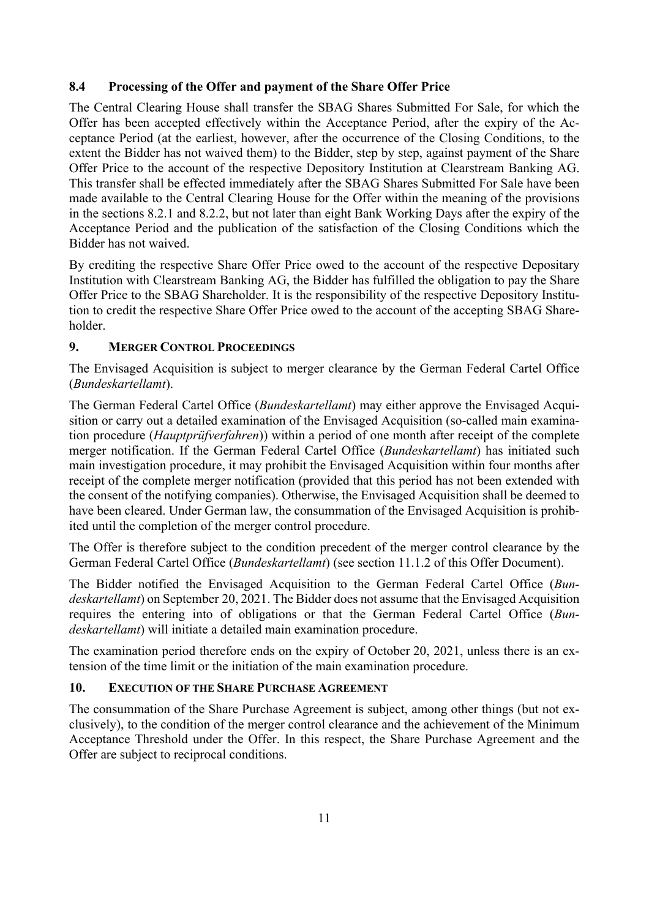### 8.4 Processing of the Offer and payment of the Share Offer Price

The Central Clearing House shall transfer the SBAG Shares Submitted For Sale, for which the Offer has been accepted effectively within the Acceptance Period, after the expiry of the Acceptance Period (at the earliest, however, after the occurrence of the Closing Conditions, to the extent the Bidder has not waived them) to the Bidder, step by step, against payment of the Share Offer Price to the account of the respective Depository Institution at Clearstream Banking AG. This transfer shall be effected immediately after the SBAG Shares Submitted For Sale have been made available to the Central Clearing House for the Offer within the meaning of the provisions in the sections 8.2.1 and 8.2.2, but not later than eight Bank Working Days after the expiry of the Acceptance Period and the publication of the satisfaction of the Closing Conditions which the Bidder has not waived.

By crediting the respective Share Offer Price owed to the account of the respective Depositary Institution with Clearstream Banking AG, the Bidder has fulfilled the obligation to pay the Share Offer Price to the SBAG Shareholder. It is the responsibility of the respective Depository Institution to credit the respective Share Offer Price owed to the account of the accepting SBAG Shareholder.

## 9. MERGER CONTROL PROCEEDINGS

The Envisaged Acquisition is subject to merger clearance by the German Federal Cartel Office (*Bundeskartellamt*).

The German Federal Cartel Office (*Bundeskartellamt*) may either approve the Envisaged Acquisition or carry out a detailed examination of the Envisaged Acquisition (so-called main examination procedure (*Hauptprüfverfahren*)) within a period of one month after receipt of the complete merger notification. If the German Federal Cartel Office (*Bundeskartellamt*) has initiated such main investigation procedure, it may prohibit the Envisaged Acquisition within four months after receipt of the complete merger notification (provided that this period has not been extended with the consent of the notifying companies). Otherwise, the Envisaged Acquisition shall be deemed to have been cleared. Under German law, the consummation of the Envisaged Acquisition is prohibited until the completion of the merger control procedure.

The Offer is therefore subject to the condition precedent of the merger control clearance by the German Federal Cartel Office (*Bundeskartellamt*) (see section 11.1.2 of this Offer Document).

The Bidder notified the Envisaged Acquisition to the German Federal Cartel Office (*Bundeskartellamt*) on September 20, 2021. The Bidder does not assume that the Envisaged Acquisition requires the entering into of obligations or that the German Federal Cartel Office (*Bundeskartellamt*) will initiate a detailed main examination procedure.

The examination period therefore ends on the expiry of October 20, 2021, unless there is an extension of the time limit or the initiation of the main examination procedure.

## 10. EXECUTION OF THE SHARE PURCHASE AGREEMENT

The consummation of the Share Purchase Agreement is subject, among other things (but not exclusively), to the condition of the merger control clearance and the achievement of the Minimum Acceptance Threshold under the Offer. In this respect, the Share Purchase Agreement and the Offer are subject to reciprocal conditions.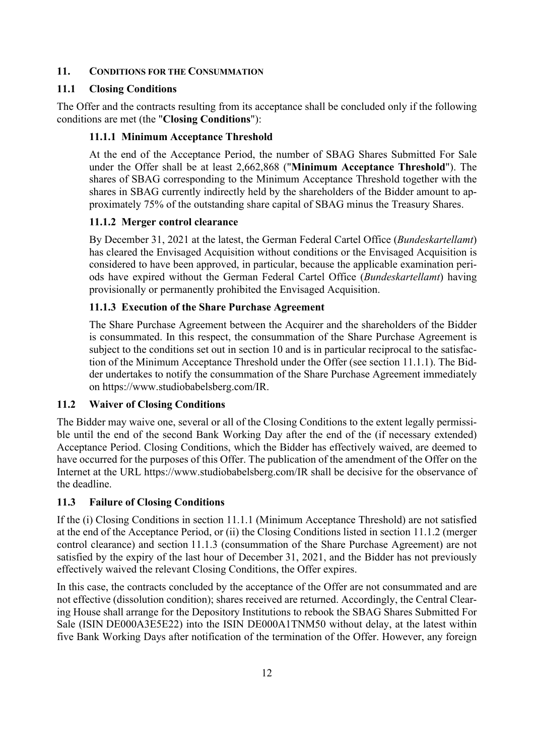## 11. CONDITIONS FOR THE CONSUMMATION

### 11.1 Closing Conditions

The Offer and the contracts resulting from its acceptance shall be concluded only if the following conditions are met (the "**Closing Conditions**"):

#### 11.1.1 Minimum Acceptance Threshold

At the end of the Acceptance Period, the number of SBAG Shares Submitted For Sale under the Offer shall be at least 2,662,868 ("**Minimum Acceptance Threshold**"). The shares of SBAG corresponding to the Minimum Acceptance Threshold together with the shares in SBAG currently indirectly held by the shareholders of the Bidder amount to approximately 75% of the outstanding share capital of SBAG minus the Treasury Shares.

#### 11.1.2 Merger control clearance

By December 31, 2021 at the latest, the German Federal Cartel Office (*Bundeskartellamt*) has cleared the Envisaged Acquisition without conditions or the Envisaged Acquisition is considered to have been approved, in particular, because the applicable examination periods have expired without the German Federal Cartel Office (*Bundeskartellamt*) having provisionally or permanently prohibited the Envisaged Acquisition.

#### 11.1.3 Execution of the Share Purchase Agreement

The Share Purchase Agreement between the Acquirer and the shareholders of the Bidder is consummated. In this respect, the consummation of the Share Purchase Agreement is subject to the conditions set out in section 10 and is in particular reciprocal to the satisfaction of the Minimum Acceptance Threshold under the Offer (see section 11.1.1). The Bidder undertakes to notify the consummation of the Share Purchase Agreement immediately on https://www.studiobabelsberg.com/IR.

### 11.2 Waiver of Closing Conditions

The Bidder may waive one, several or all of the Closing Conditions to the extent legally permissible until the end of the second Bank Working Day after the end of the (if necessary extended) Acceptance Period. Closing Conditions, which the Bidder has effectively waived, are deemed to have occurred for the purposes of this Offer. The publication of the amendment of the Offer on the Internet at the URL https://www.studiobabelsberg.com/IR shall be decisive for the observance of the deadline.

### 11.3 Failure of Closing Conditions

If the (i) Closing Conditions in section 11.1.1 (Minimum Acceptance Threshold) are not satisfied at the end of the Acceptance Period, or (ii) the Closing Conditions listed in section 11.1.2 (merger control clearance) and section 11.1.3 (consummation of the Share Purchase Agreement) are not satisfied by the expiry of the last hour of December 31, 2021, and the Bidder has not previously effectively waived the relevant Closing Conditions, the Offer expires.

In this case, the contracts concluded by the acceptance of the Offer are not consummated and are not effective (dissolution condition); shares received are returned. Accordingly, the Central Clearing House shall arrange for the Depository Institutions to rebook the SBAG Shares Submitted For Sale (ISIN DE000A3E5E22) into the ISIN DE000A1TNM50 without delay, at the latest within five Bank Working Days after notification of the termination of the Offer. However, any foreign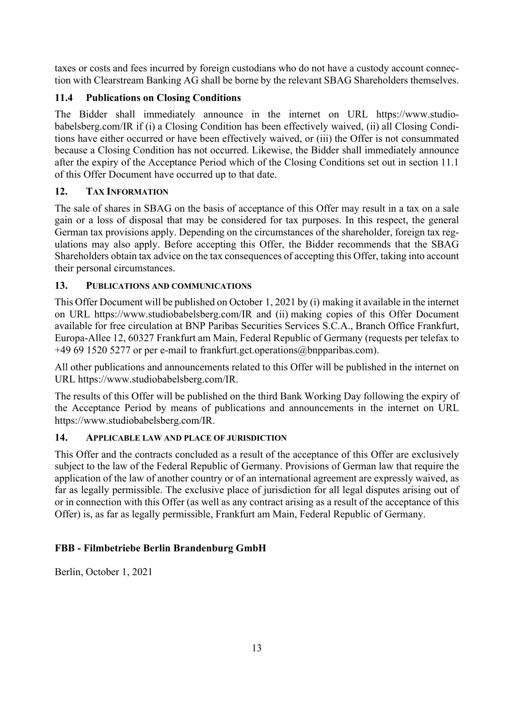taxes or costs and fees incurred by foreign custodians who do not have a custody account connection with Clearstream Banking AG shall be borne by the relevant SBAG Shareholders themselves.

### 11.4 Publications on Closing Conditions

The Bidder shall immediately announce in the internet on URL https://www.studiobabelsberg.com/IR if (i) a Closing Condition has been effectively waived, (ii) all Closing Conditions have either occurred or have been effectively waived, or (iii) the Offer is not consummated because a Closing Condition has not occurred. Likewise, the Bidder shall immediately announce after the expiry of the Acceptance Period which of the Closing Conditions set out in section 11.1 of this Offer Document have occurred up to that date.

## 12. TAX INFORMATION

The sale of shares in SBAG on the basis of acceptance of this Offer may result in a tax on a sale gain or a loss of disposal that may be considered for tax purposes. In this respect, the general German tax provisions apply. Depending on the circumstances of the shareholder, foreign tax regulations may also apply. Before accepting this Offer, the Bidder recommends that the SBAG Shareholders obtain tax advice on the tax consequences of accepting this Offer, taking into account their personal circumstances.

## 13. PUBLICATIONS AND COMMUNICATIONS

This Offer Document will be published on October 1, 2021 by (i) making it available in the internet on URL https://www.studiobabelsberg.com/IR and (ii) making copies of this Offer Document available for free circulation at BNP Paribas Securities Services S.C.A., Branch Office Frankfurt, Europa-Allee 12, 60327 Frankfurt am Main, Federal Republic of Germany (requests per telefax to +49 69 1520 5277 or per e-mail to frankfurt.gct.operations@bnpparibas.com).

All other publications and announcements related to this Offer will be published in the internet on URL https://www.studiobabelsberg.com/IR.

The results of this Offer will be published on the third Bank Working Day following the expiry of the Acceptance Period by means of publications and announcements in the internet on URL https://www.studiobabelsberg.com/IR.

## 14. APPLICABLE LAW AND PLACE OF JURISDICTION

This Offer and the contracts concluded as a result of the acceptance of this Offer are exclusively subject to the law of the Federal Republic of Germany. Provisions of German law that require the application of the law of another country or of an international agreement are expressly waived, as far as legally permissible. The exclusive place of jurisdiction for all legal disputes arising out of or in connection with this Offer (as well as any contract arising as a result of the acceptance of this Offer) is, as far as legally permissible, Frankfurt am Main, Federal Republic of Germany.

**FBB - Filmbetriebe Berlin Brandenburg GmbH**

Berlin, October 1, 2021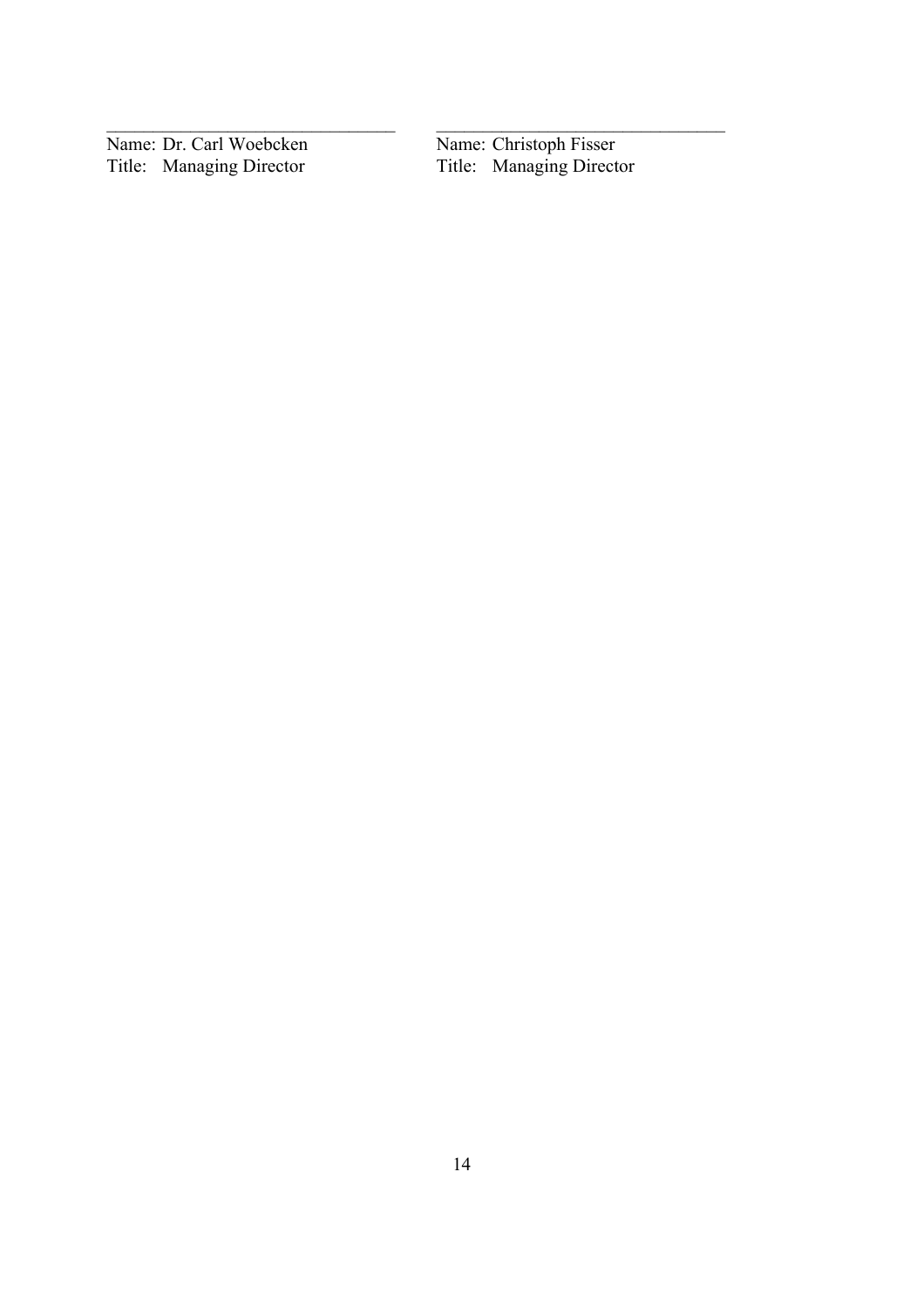| | |
|---|---|
| \_\_\_\_\_\_\_\_\_\_\_\_\_\_\_\_\_\_\_\_\_\_\_\_\_\_\_\_\_\_ | \_\_\_\_\_\_\_\_\_\_\_\_\_\_\_\_\_\_\_\_\_\_\_\_\_\_\_\_\_\_ |
| Name: Dr. Carl Woebcken | Name: Christoph Fisser |
| Title: Managing Director | Title: Managing Director |